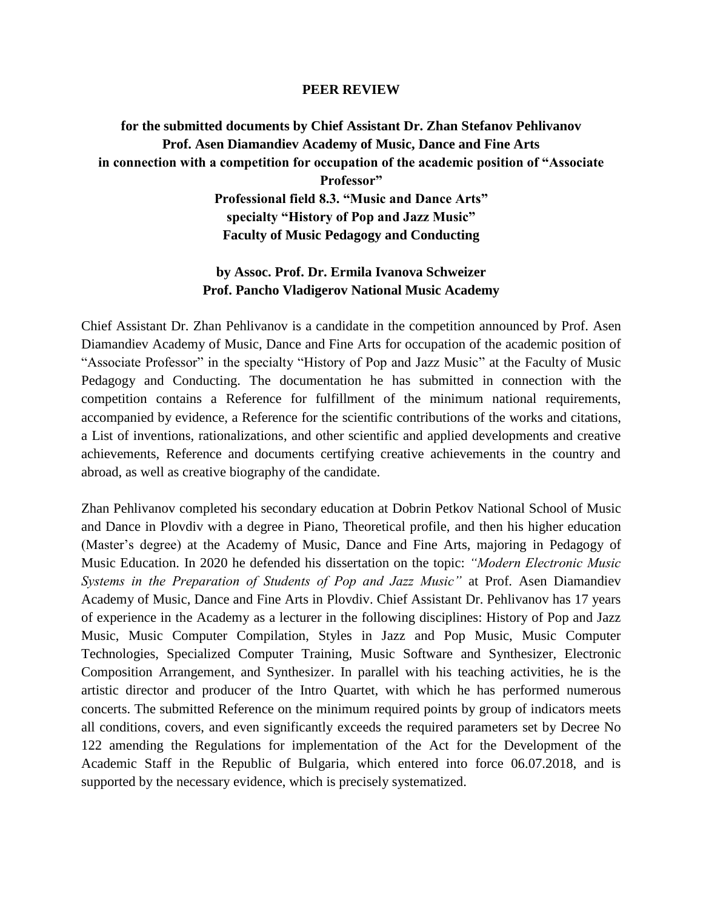# PEER REVIEW

## for the submitted documents by Chief Assistant Dr. Zhan Stefanov Pehlivanov Prof. Asen Diamandiev Academy of Music, Dance and Fine Arts in connection with a competition for occupation of the academic position of "Associate Professor" Professional field 8.3. "Music and Dance Arts" specialty "History of Pop and Jazz Music" Faculty of Music Pedagogy and Conducting

### by Assoc. Prof. Dr. Ermila Ivanova Schweizer Prof. Pancho Vladigerov National Music Academy

Chief Assistant Dr. Zhan Pehlivanov is a candidate in the competition announced by Prof. Asen Diamandiev Academy of Music, Dance and Fine Arts for occupation of the academic position of "Associate Professor" in the specialty "History of Pop and Jazz Music" at the Faculty of Music Pedagogy and Conducting. The documentation he has submitted in connection with the competition contains a Reference for fulfillment of the minimum national requirements, accompanied by evidence, a Reference for the scientific contributions of the works and citations, a List of inventions, rationalizations, and other scientific and applied developments and creative achievements, Reference and documents certifying creative achievements in the country and abroad, as well as creative biography of the candidate.

Zhan Pehlivanov completed his secondary education at Dobrin Petkov National School of Music and Dance in Plovdiv with a degree in Piano, Theoretical profile, and then his higher education (Master's degree) at the Academy of Music, Dance and Fine Arts, majoring in Pedagogy of Music Education. In 2020 he defended his dissertation on the topic: *"Modern Electronic Music Systems in the Preparation of Students of Pop and Jazz Music"* at Prof. Asen Diamandiev Academy of Music, Dance and Fine Arts in Plovdiv. Chief Assistant Dr. Pehlivanov has 17 years of experience in the Academy as a lecturer in the following disciplines: History of Pop and Jazz Music, Music Computer Compilation, Styles in Jazz and Pop Music, Music Computer Technologies, Specialized Computer Training, Music Software and Synthesizer, Electronic Composition Arrangement, and Synthesizer. In parallel with his teaching activities, he is the artistic director and producer of the Intro Quartet, with which he has performed numerous concerts. The submitted Reference on the minimum required points by group of indicators meets all conditions, covers, and even significantly exceeds the required parameters set by Decree No 122 amending the Regulations for implementation of the Act for the Development of the Academic Staff in the Republic of Bulgaria, which entered into force 06.07.2018, and is supported by the necessary evidence, which is precisely systematized.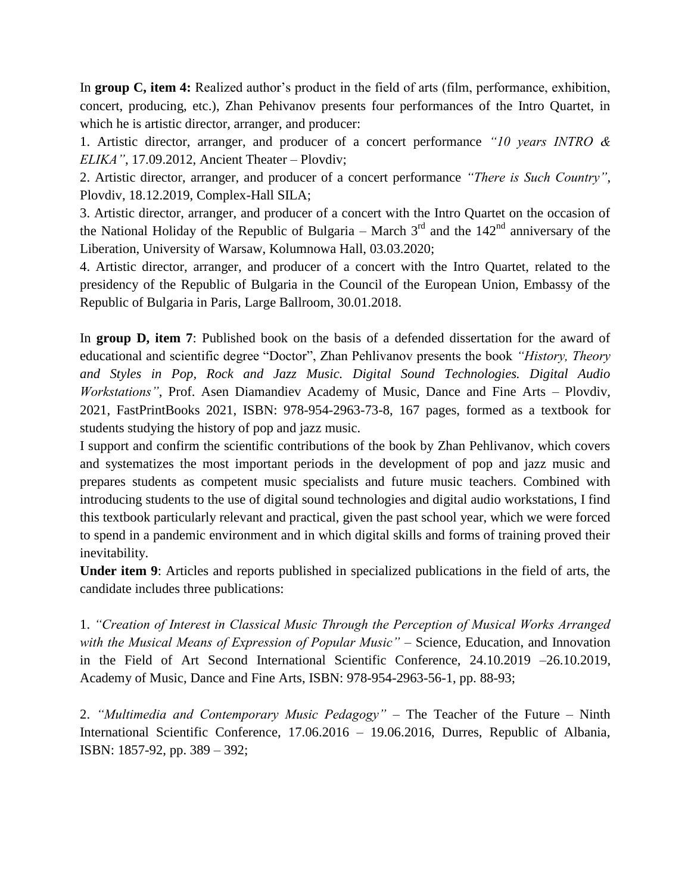In **group C, item 4:** Realized author's product in the field of arts (film, performance, exhibition, concert, producing, etc.), Zhan Pehivanov presents four performances of the Intro Quartet, in which he is artistic director, arranger, and producer:

1. Artistic director, arranger, and producer of a concert performance *"10 years INTRO & ELIKA"*, 17.09.2012, Ancient Theater – Plovdiv;
2. Artistic director, arranger, and producer of a concert performance *"There is Such Country"*, Plovdiv, 18.12.2019, Complex-Hall SILA;
3. Artistic director, arranger, and producer of a concert with the Intro Quartet on the occasion of the National Holiday of the Republic of Bulgaria – March 3rd and the 142nd anniversary of the Liberation, University of Warsaw, Kolumnowa Hall, 03.03.2020;
4. Artistic director, arranger, and producer of a concert with the Intro Quartet, related to the presidency of the Republic of Bulgaria in the Council of the European Union, Embassy of the Republic of Bulgaria in Paris, Large Ballroom, 30.01.2018.

In **group D, item 7**: Published book on the basis of a defended dissertation for the award of educational and scientific degree "Doctor", Zhan Pehlivanov presents the book *"History, Theory and Styles in Pop, Rock and Jazz Music. Digital Sound Technologies. Digital Audio Workstations"*, Prof. Asen Diamandiev Academy of Music, Dance and Fine Arts – Plovdiv, 2021, FastPrintBooks 2021, ISBN: 978-954-2963-73-8, 167 pages, formed as a textbook for students studying the history of pop and jazz music.

I support and confirm the scientific contributions of the book by Zhan Pehlivanov, which covers and systematizes the most important periods in the development of pop and jazz music and prepares students as competent music specialists and future music teachers. Combined with introducing students to the use of digital sound technologies and digital audio workstations, I find this textbook particularly relevant and practical, given the past school year, which we were forced to spend in a pandemic environment and in which digital skills and forms of training proved their inevitability.

**Under item 9**: Articles and reports published in specialized publications in the field of arts, the candidate includes three publications:

1. *"Creation of Interest in Classical Music Through the Perception of Musical Works Arranged with the Musical Means of Expression of Popular Music"* – Science, Education, and Innovation in the Field of Art Second International Scientific Conference, 24.10.2019 –26.10.2019, Academy of Music, Dance and Fine Arts, ISBN: 978-954-2963-56-1, pp. 88-93;

2. *"Multimedia and Contemporary Music Pedagogy"* – The Teacher of the Future – Ninth International Scientific Conference, 17.06.2016 – 19.06.2016, Durres, Republic of Albania, ISBN: 1857-92, pp. 389 – 392;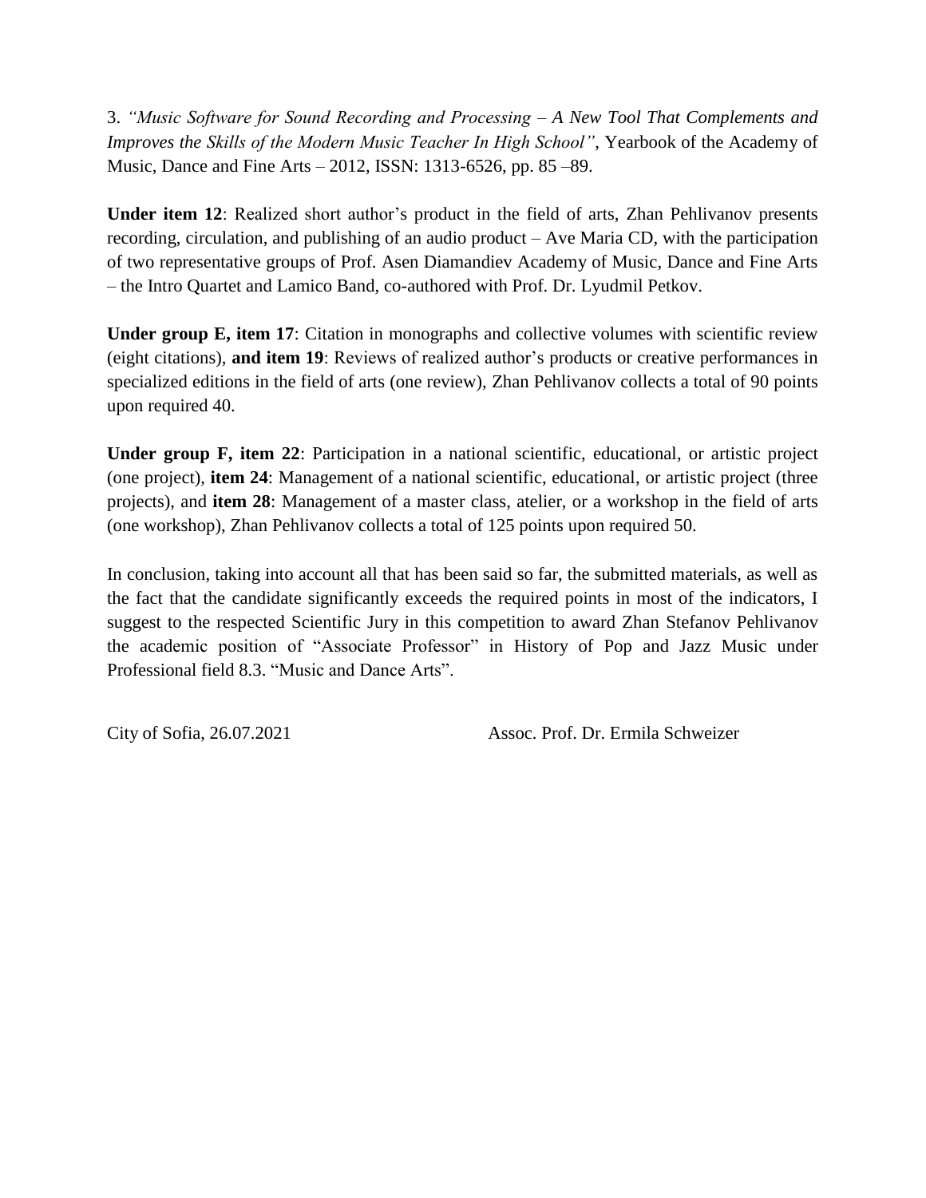3. *"Music Software for Sound Recording and Processing – A New Tool That Complements and Improves the Skills of the Modern Music Teacher In High School"*, Yearbook of the Academy of Music, Dance and Fine Arts – 2012, ISSN: 1313-6526, pp. 85 –89.

**Under item 12**: Realized short author's product in the field of arts, Zhan Pehlivanov presents recording, circulation, and publishing of an audio product – Ave Maria CD, with the participation of two representative groups of Prof. Asen Diamandiev Academy of Music, Dance and Fine Arts – the Intro Quartet and Lamico Band, co-authored with Prof. Dr. Lyudmil Petkov.

**Under group E, item 17**: Citation in monographs and collective volumes with scientific review (eight citations), **and item 19**: Reviews of realized author's products or creative performances in specialized editions in the field of arts (one review), Zhan Pehlivanov collects a total of 90 points upon required 40.

**Under group F, item 22**: Participation in a national scientific, educational, or artistic project (one project), **item 24**: Management of a national scientific, educational, or artistic project (three projects), and **item 28**: Management of a master class, atelier, or a workshop in the field of arts (one workshop), Zhan Pehlivanov collects a total of 125 points upon required 50.

In conclusion, taking into account all that has been said so far, the submitted materials, as well as the fact that the candidate significantly exceeds the required points in most of the indicators, I suggest to the respected Scientific Jury in this competition to award Zhan Stefanov Pehlivanov the academic position of "Associate Professor" in History of Pop and Jazz Music under Professional field 8.3. "Music and Dance Arts".

City of Sofia, 26.07.2021 Assoc. Prof. Dr. Ermila Schweizer